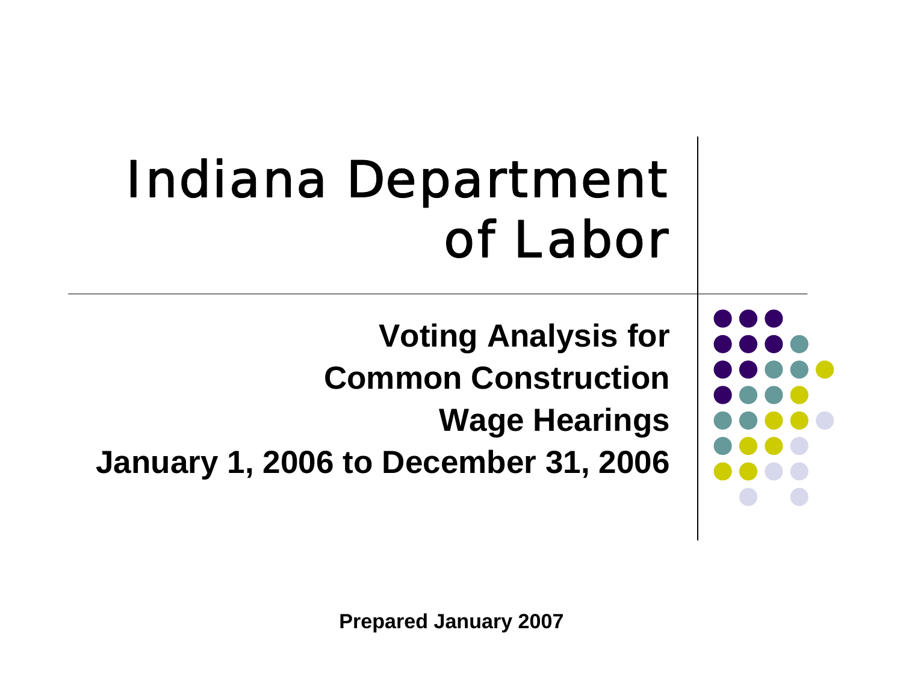# Indiana Department of Labor

**Voting Analysis for Common Construction Wage Hearings**

**January 1, 2006 to December 31, 2006**

**Prepared January 2007**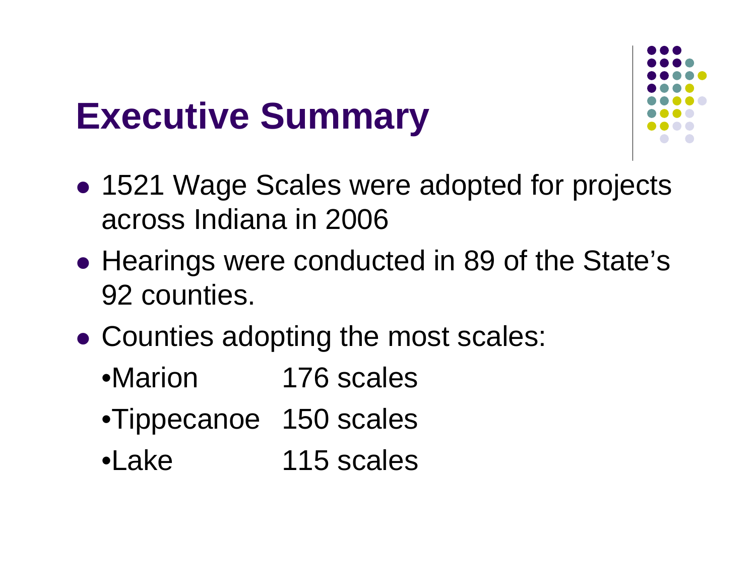# Executive Summary

- 1521 Wage Scales were adopted for projects across Indiana in 2006
- Hearings were conducted in 89 of the State's 92 counties.
- Counties adopting the most scales:
  - Marion 176 scales
  - Tippecanoe 150 scales
  - Lake 115 scales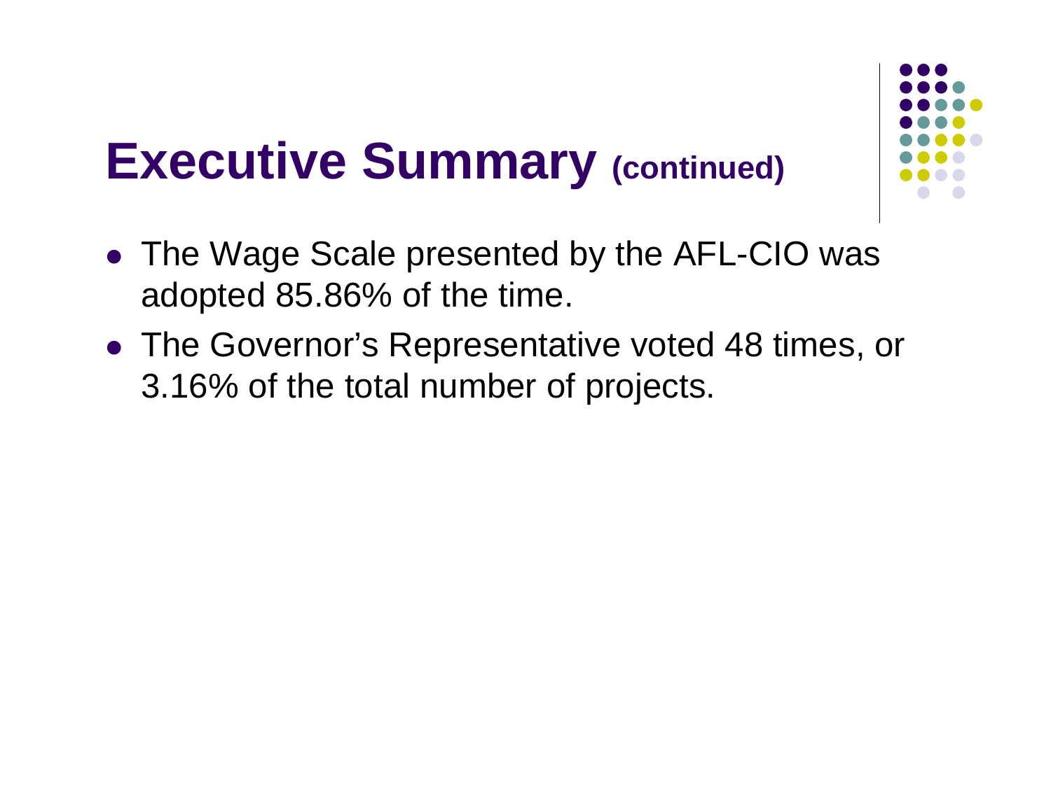# Executive Summary (continued)

- The Wage Scale presented by the AFL-CIO was adopted 85.86% of the time.
- The Governor's Representative voted 48 times, or 3.16% of the total number of projects.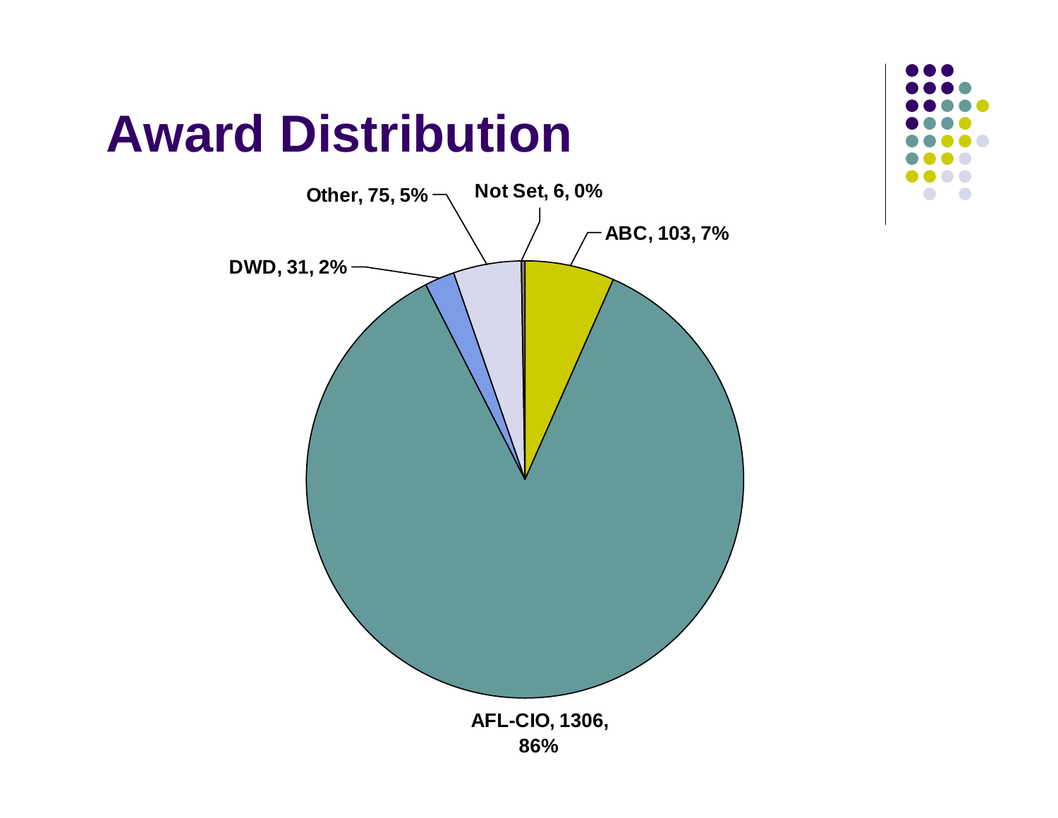# Award Distribution

- Not Set, 6, 0%
- ABC, 103, 7%
- Other, 75, 5%
- DWD, 31, 2%
- AFL-CIO, 1306, 86%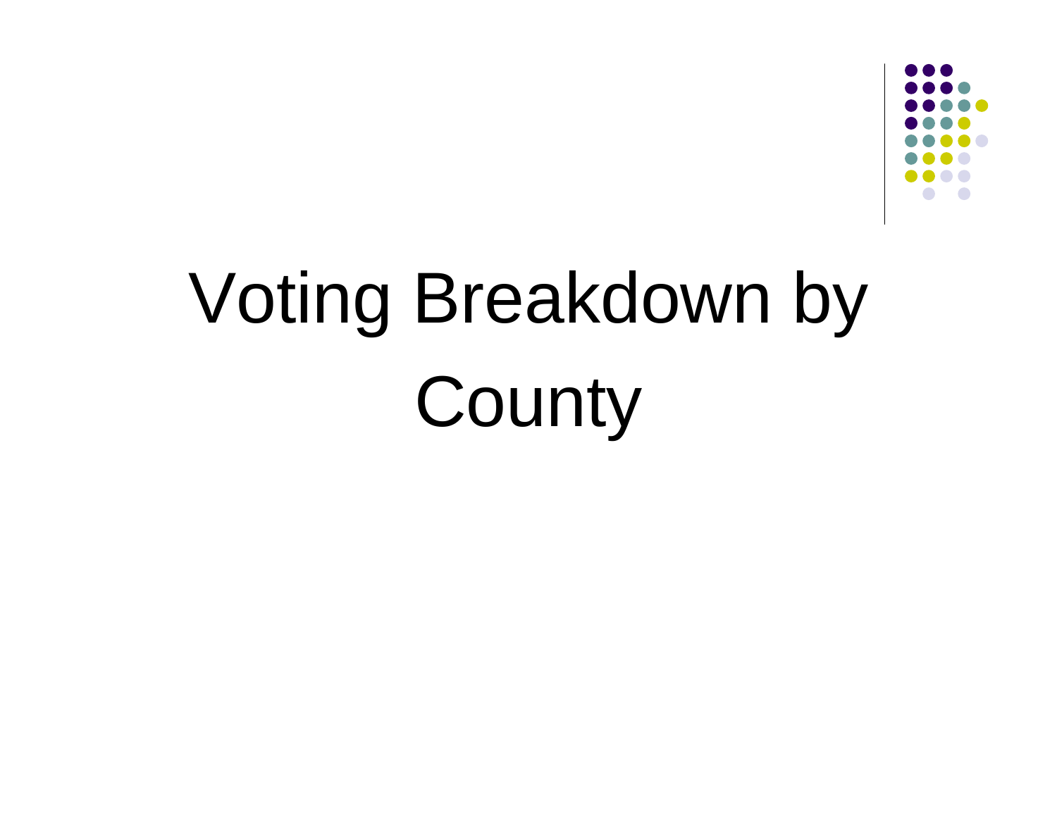# Voting Breakdown by County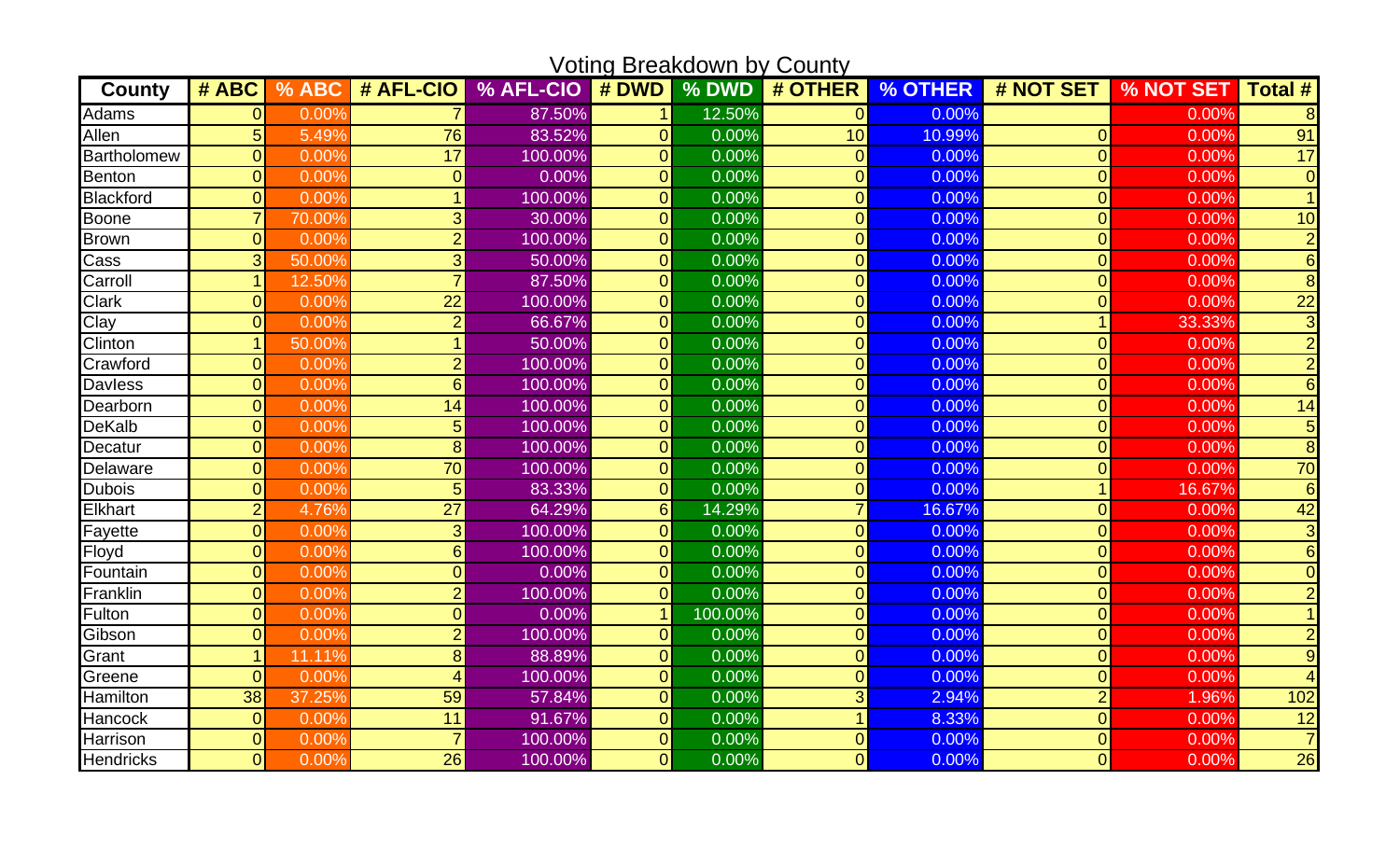Voting Breakdown by County

| County | # ABC | % ABC | # AFL-CIO | % AFL-CIO | # DWD | % DWD | # OTHER | % OTHER | # NOT SET | % NOT SET | Total # |
|---|---|---|---|---|---|---|---|---|---|---|---|
| Adams | 0 | 0.00% | 7 | 87.50% | 1 | 12.50% | 0 | 0.00% | | 0.00% | 8 |
| Allen | 5 | 5.49% | 76 | 83.52% | 0 | 0.00% | 10 | 10.99% | 0 | 0.00% | 91 |
| Bartholomew | 0 | 0.00% | 17 | 100.00% | 0 | 0.00% | 0 | 0.00% | 0 | 0.00% | 17 |
| Benton | 0 | 0.00% | 0 | 0.00% | 0 | 0.00% | 0 | 0.00% | 0 | 0.00% | 0 |
| Blackford | 0 | 0.00% | 1 | 100.00% | 0 | 0.00% | 0 | 0.00% | 0 | 0.00% | 1 |
| Boone | 7 | 70.00% | 3 | 30.00% | 0 | 0.00% | 0 | 0.00% | 0 | 0.00% | 10 |
| Brown | 0 | 0.00% | 2 | 100.00% | 0 | 0.00% | 0 | 0.00% | 0 | 0.00% | 2 |
| Cass | 3 | 50.00% | 3 | 50.00% | 0 | 0.00% | 0 | 0.00% | 0 | 0.00% | 6 |
| Carroll | 1 | 12.50% | 7 | 87.50% | 0 | 0.00% | 0 | 0.00% | 0 | 0.00% | 8 |
| Clark | 0 | 0.00% | 22 | 100.00% | 0 | 0.00% | 0 | 0.00% | 0 | 0.00% | 22 |
| Clay | 0 | 0.00% | 2 | 66.67% | 0 | 0.00% | 0 | 0.00% | 1 | 33.33% | 3 |
| Clinton | 1 | 50.00% | 1 | 50.00% | 0 | 0.00% | 0 | 0.00% | 0 | 0.00% | 2 |
| Crawford | 0 | 0.00% | 2 | 100.00% | 0 | 0.00% | 0 | 0.00% | 0 | 0.00% | 2 |
| Davless | 0 | 0.00% | 6 | 100.00% | 0 | 0.00% | 0 | 0.00% | 0 | 0.00% | 6 |
| Dearborn | 0 | 0.00% | 14 | 100.00% | 0 | 0.00% | 0 | 0.00% | 0 | 0.00% | 14 |
| DeKalb | 0 | 0.00% | 5 | 100.00% | 0 | 0.00% | 0 | 0.00% | 0 | 0.00% | 5 |
| Decatur | 0 | 0.00% | 8 | 100.00% | 0 | 0.00% | 0 | 0.00% | 0 | 0.00% | 8 |
| Delaware | 0 | 0.00% | 70 | 100.00% | 0 | 0.00% | 0 | 0.00% | 0 | 0.00% | 70 |
| Dubois | 0 | 0.00% | 5 | 83.33% | 0 | 0.00% | 0 | 0.00% | 1 | 16.67% | 6 |
| Elkhart | 2 | 4.76% | 27 | 64.29% | 6 | 14.29% | 7 | 16.67% | 0 | 0.00% | 42 |
| Fayette | 0 | 0.00% | 3 | 100.00% | 0 | 0.00% | 0 | 0.00% | 0 | 0.00% | 3 |
| Floyd | 0 | 0.00% | 6 | 100.00% | 0 | 0.00% | 0 | 0.00% | 0 | 0.00% | 6 |
| Fountain | 0 | 0.00% | 0 | 0.00% | 0 | 0.00% | 0 | 0.00% | 0 | 0.00% | 0 |
| Franklin | 0 | 0.00% | 2 | 100.00% | 0 | 0.00% | 0 | 0.00% | 0 | 0.00% | 2 |
| Fulton | 0 | 0.00% | 0 | 0.00% | 1 | 100.00% | 0 | 0.00% | 0 | 0.00% | 1 |
| Gibson | 0 | 0.00% | 2 | 100.00% | 0 | 0.00% | 0 | 0.00% | 0 | 0.00% | 2 |
| Grant | 1 | 11.11% | 8 | 88.89% | 0 | 0.00% | 0 | 0.00% | 0 | 0.00% | 9 |
| Greene | 0 | 0.00% | 4 | 100.00% | 0 | 0.00% | 0 | 0.00% | 0 | 0.00% | 4 |
| Hamilton | 38 | 37.25% | 59 | 57.84% | 0 | 0.00% | 3 | 2.94% | 2 | 1.96% | 102 |
| Hancock | 0 | 0.00% | 11 | 91.67% | 0 | 0.00% | 1 | 8.33% | 0 | 0.00% | 12 |
| Harrison | 0 | 0.00% | 7 | 100.00% | 0 | 0.00% | 0 | 0.00% | 0 | 0.00% | 7 |
| Hendricks | 0 | 0.00% | 26 | 100.00% | 0 | 0.00% | 0 | 0.00% | 0 | 0.00% | 26 |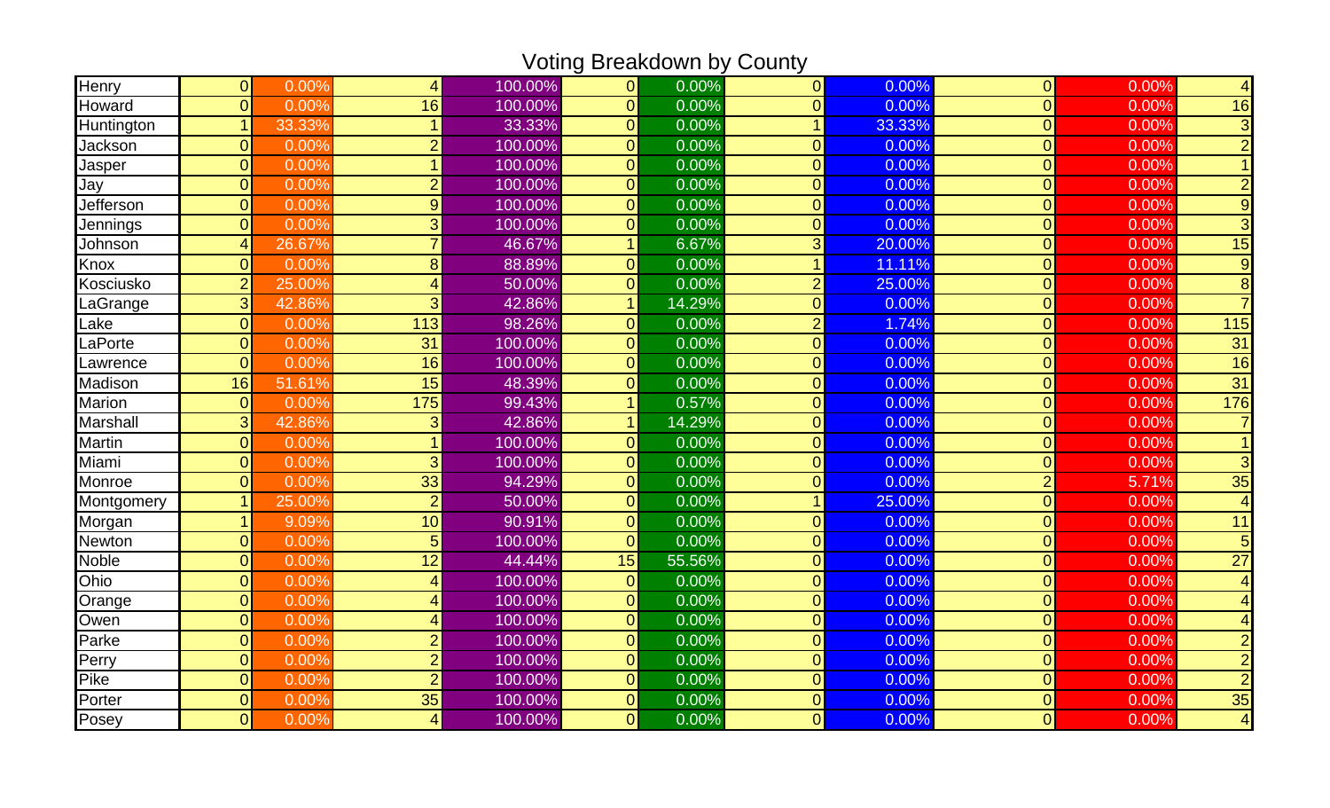## Voting Breakdown by County

| County | | | | | | | | | | | Total |
|---|---|---|---|---|---|---|---|---|---|---|---|
| Henry | 0 | 0.00% | 4 | 100.00% | 0 | 0.00% | 0 | 0.00% | 0 | 0.00% | 4 |
| Howard | 0 | 0.00% | 16 | 100.00% | 0 | 0.00% | 0 | 0.00% | 0 | 0.00% | 16 |
| Huntington | 1 | 33.33% | 1 | 33.33% | 0 | 0.00% | 1 | 33.33% | 0 | 0.00% | 3 |
| Jackson | 0 | 0.00% | 2 | 100.00% | 0 | 0.00% | 0 | 0.00% | 0 | 0.00% | 2 |
| Jasper | 0 | 0.00% | 1 | 100.00% | 0 | 0.00% | 0 | 0.00% | 0 | 0.00% | 1 |
| Jay | 0 | 0.00% | 2 | 100.00% | 0 | 0.00% | 0 | 0.00% | 0 | 0.00% | 2 |
| Jefferson | 0 | 0.00% | 9 | 100.00% | 0 | 0.00% | 0 | 0.00% | 0 | 0.00% | 9 |
| Jennings | 0 | 0.00% | 3 | 100.00% | 0 | 0.00% | 0 | 0.00% | 0 | 0.00% | 3 |
| Johnson | 4 | 26.67% | 7 | 46.67% | 1 | 6.67% | 3 | 20.00% | 0 | 0.00% | 15 |
| Knox | 0 | 0.00% | 8 | 88.89% | 0 | 0.00% | 1 | 11.11% | 0 | 0.00% | 9 |
| Kosciusko | 2 | 25.00% | 4 | 50.00% | 0 | 0.00% | 2 | 25.00% | 0 | 0.00% | 8 |
| LaGrange | 3 | 42.86% | 3 | 42.86% | 1 | 14.29% | 0 | 0.00% | 0 | 0.00% | 7 |
| Lake | 0 | 0.00% | 113 | 98.26% | 0 | 0.00% | 2 | 1.74% | 0 | 0.00% | 115 |
| LaPorte | 0 | 0.00% | 31 | 100.00% | 0 | 0.00% | 0 | 0.00% | 0 | 0.00% | 31 |
| Lawrence | 0 | 0.00% | 16 | 100.00% | 0 | 0.00% | 0 | 0.00% | 0 | 0.00% | 16 |
| Madison | 16 | 51.61% | 15 | 48.39% | 0 | 0.00% | 0 | 0.00% | 0 | 0.00% | 31 |
| Marion | 0 | 0.00% | 175 | 99.43% | 1 | 0.57% | 0 | 0.00% | 0 | 0.00% | 176 |
| Marshall | 3 | 42.86% | 3 | 42.86% | 1 | 14.29% | 0 | 0.00% | 0 | 0.00% | 7 |
| Martin | 0 | 0.00% | 1 | 100.00% | 0 | 0.00% | 0 | 0.00% | 0 | 0.00% | 1 |
| Miami | 0 | 0.00% | 3 | 100.00% | 0 | 0.00% | 0 | 0.00% | 0 | 0.00% | 3 |
| Monroe | 0 | 0.00% | 33 | 94.29% | 0 | 0.00% | 0 | 0.00% | 2 | 5.71% | 35 |
| Montgomery | 1 | 25.00% | 2 | 50.00% | 0 | 0.00% | 1 | 25.00% | 0 | 0.00% | 4 |
| Morgan | 1 | 9.09% | 10 | 90.91% | 0 | 0.00% | 0 | 0.00% | 0 | 0.00% | 11 |
| Newton | 0 | 0.00% | 5 | 100.00% | 0 | 0.00% | 0 | 0.00% | 0 | 0.00% | 5 |
| Noble | 0 | 0.00% | 12 | 44.44% | 15 | 55.56% | 0 | 0.00% | 0 | 0.00% | 27 |
| Ohio | 0 | 0.00% | 4 | 100.00% | 0 | 0.00% | 0 | 0.00% | 0 | 0.00% | 4 |
| Orange | 0 | 0.00% | 4 | 100.00% | 0 | 0.00% | 0 | 0.00% | 0 | 0.00% | 4 |
| Owen | 0 | 0.00% | 4 | 100.00% | 0 | 0.00% | 0 | 0.00% | 0 | 0.00% | 4 |
| Parke | 0 | 0.00% | 2 | 100.00% | 0 | 0.00% | 0 | 0.00% | 0 | 0.00% | 2 |
| Perry | 0 | 0.00% | 2 | 100.00% | 0 | 0.00% | 0 | 0.00% | 0 | 0.00% | 2 |
| Pike | 0 | 0.00% | 2 | 100.00% | 0 | 0.00% | 0 | 0.00% | 0 | 0.00% | 2 |
| Porter | 0 | 0.00% | 35 | 100.00% | 0 | 0.00% | 0 | 0.00% | 0 | 0.00% | 35 |
| Posey | 0 | 0.00% | 4 | 100.00% | 0 | 0.00% | 0 | 0.00% | 0 | 0.00% | 4 |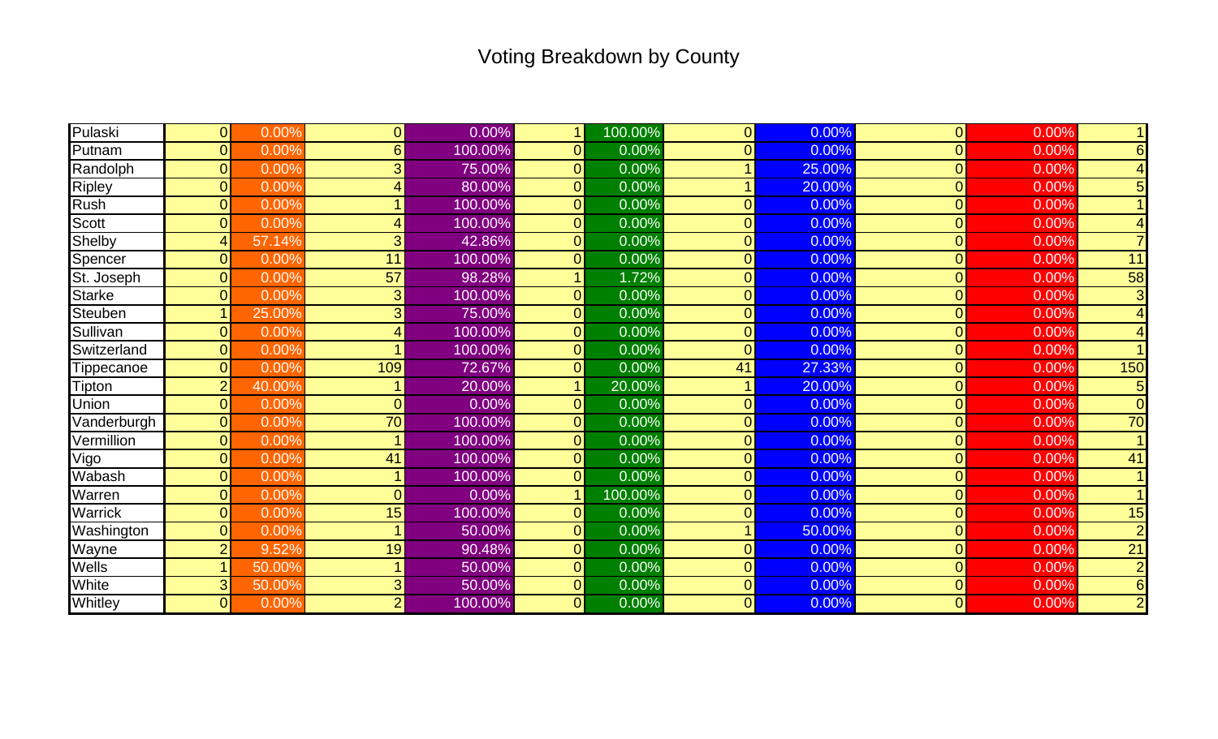# Voting Breakdown by County

| | | | | | | | | | | | |
|---|---|---|---|---|---|---|---|---|---|---|---|
| Pulaski | 0 | 0.00% | 0 | 0.00% | 1 | 100.00% | 0 | 0.00% | 0 | 0.00% | 1 |
| Putnam | 0 | 0.00% | 6 | 100.00% | 0 | 0.00% | 0 | 0.00% | 0 | 0.00% | 6 |
| Randolph | 0 | 0.00% | 3 | 75.00% | 0 | 0.00% | 1 | 25.00% | 0 | 0.00% | 4 |
| Ripley | 0 | 0.00% | 4 | 80.00% | 0 | 0.00% | 1 | 20.00% | 0 | 0.00% | 5 |
| Rush | 0 | 0.00% | 1 | 100.00% | 0 | 0.00% | 0 | 0.00% | 0 | 0.00% | 1 |
| Scott | 0 | 0.00% | 4 | 100.00% | 0 | 0.00% | 0 | 0.00% | 0 | 0.00% | 4 |
| Shelby | 4 | 57.14% | 3 | 42.86% | 0 | 0.00% | 0 | 0.00% | 0 | 0.00% | 7 |
| Spencer | 0 | 0.00% | 11 | 100.00% | 0 | 0.00% | 0 | 0.00% | 0 | 0.00% | 11 |
| St. Joseph | 0 | 0.00% | 57 | 98.28% | 1 | 1.72% | 0 | 0.00% | 0 | 0.00% | 58 |
| Starke | 0 | 0.00% | 3 | 100.00% | 0 | 0.00% | 0 | 0.00% | 0 | 0.00% | 3 |
| Steuben | 1 | 25.00% | 3 | 75.00% | 0 | 0.00% | 0 | 0.00% | 0 | 0.00% | 4 |
| Sullivan | 0 | 0.00% | 4 | 100.00% | 0 | 0.00% | 0 | 0.00% | 0 | 0.00% | 4 |
| Switzerland | 0 | 0.00% | 1 | 100.00% | 0 | 0.00% | 0 | 0.00% | 0 | 0.00% | 1 |
| Tippecanoe | 0 | 0.00% | 109 | 72.67% | 0 | 0.00% | 41 | 27.33% | 0 | 0.00% | 150 |
| Tipton | 2 | 40.00% | 1 | 20.00% | 1 | 20.00% | 1 | 20.00% | 0 | 0.00% | 5 |
| Union | 0 | 0.00% | 0 | 0.00% | 0 | 0.00% | 0 | 0.00% | 0 | 0.00% | 0 |
| Vanderburgh | 0 | 0.00% | 70 | 100.00% | 0 | 0.00% | 0 | 0.00% | 0 | 0.00% | 70 |
| Vermillion | 0 | 0.00% | 1 | 100.00% | 0 | 0.00% | 0 | 0.00% | 0 | 0.00% | 1 |
| Vigo | 0 | 0.00% | 41 | 100.00% | 0 | 0.00% | 0 | 0.00% | 0 | 0.00% | 41 |
| Wabash | 0 | 0.00% | 1 | 100.00% | 0 | 0.00% | 0 | 0.00% | 0 | 0.00% | 1 |
| Warren | 0 | 0.00% | 0 | 0.00% | 1 | 100.00% | 0 | 0.00% | 0 | 0.00% | 1 |
| Warrick | 0 | 0.00% | 15 | 100.00% | 0 | 0.00% | 0 | 0.00% | 0 | 0.00% | 15 |
| Washington | 0 | 0.00% | 1 | 50.00% | 0 | 0.00% | 1 | 50.00% | 0 | 0.00% | 2 |
| Wayne | 2 | 9.52% | 19 | 90.48% | 0 | 0.00% | 0 | 0.00% | 0 | 0.00% | 21 |
| Wells | 1 | 50.00% | 1 | 50.00% | 0 | 0.00% | 0 | 0.00% | 0 | 0.00% | 2 |
| White | 3 | 50.00% | 3 | 50.00% | 0 | 0.00% | 0 | 0.00% | 0 | 0.00% | 6 |
| Whitley | 0 | 0.00% | 2 | 100.00% | 0 | 0.00% | 0 | 0.00% | 0 | 0.00% | 2 |